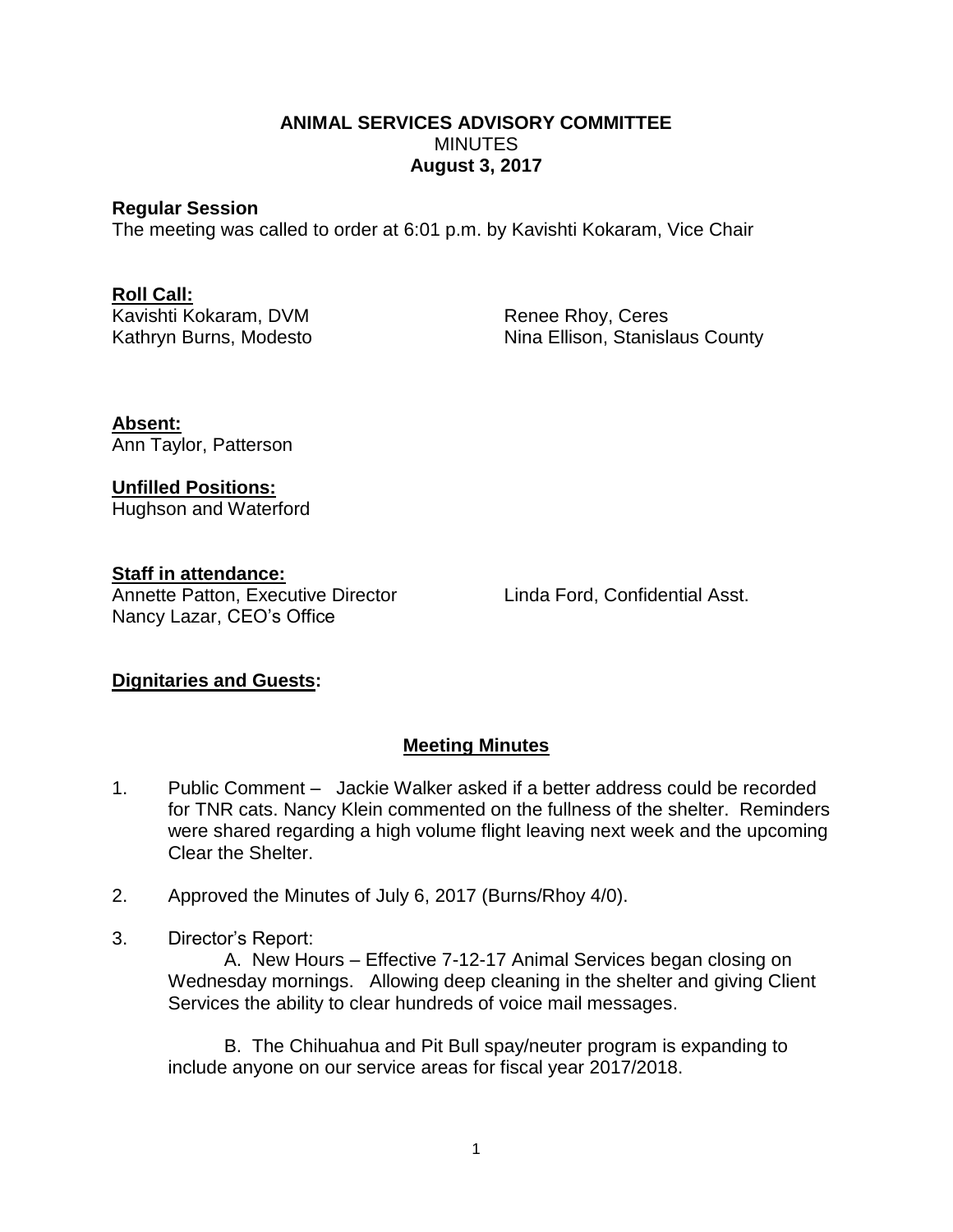# ANIMAL SERVICES ADVISORY COMMITTEE

MINUTES

**August 3, 2017**

**Regular Session**

The meeting was called to order at 6:01 p.m. by Kavishti Kokaram, Vice Chair

**Roll Call:**

Kavishti Kokaram, DVM
Kathryn Burns, Modesto
Renee Rhoy, Ceres
Nina Ellison, Stanislaus County

**Absent:**

Ann Taylor, Patterson

**Unfilled Positions:**

Hughson and Waterford

**Staff in attendance:**

Annette Patton, Executive Director
Nancy Lazar, CEO's Office
Linda Ford, Confidential Asst.

**Dignitaries and Guests:**

## Meeting Minutes

1. Public Comment – Jackie Walker asked if a better address could be recorded for TNR cats. Nancy Klein commented on the fullness of the shelter. Reminders were shared regarding a high volume flight leaving next week and the upcoming Clear the Shelter.

2. Approved the Minutes of July 6, 2017 (Burns/Rhoy 4/0).

3. Director's Report:

   A. New Hours – Effective 7-12-17 Animal Services began closing on Wednesday mornings. Allowing deep cleaning in the shelter and giving Client Services the ability to clear hundreds of voice mail messages.

   B. The Chihuahua and Pit Bull spay/neuter program is expanding to include anyone on our service areas for fiscal year 2017/2018.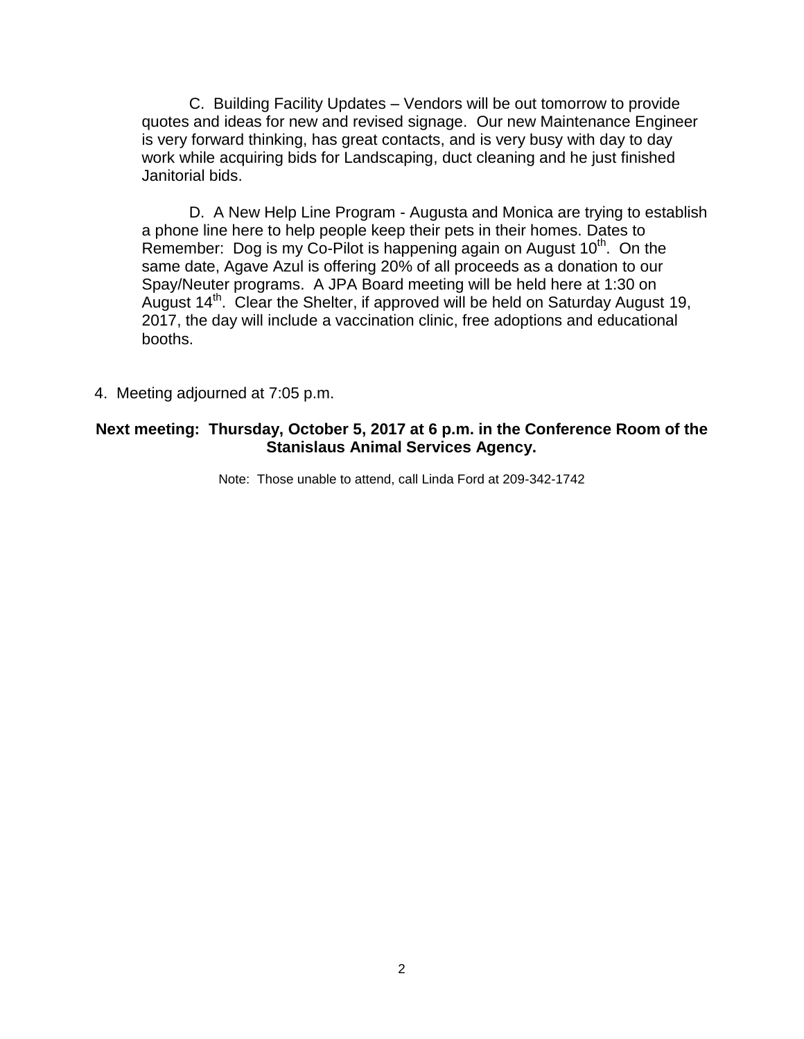C. Building Facility Updates – Vendors will be out tomorrow to provide quotes and ideas for new and revised signage. Our new Maintenance Engineer is very forward thinking, has great contacts, and is very busy with day to day work while acquiring bids for Landscaping, duct cleaning and he just finished Janitorial bids.

D. A New Help Line Program - Augusta and Monica are trying to establish a phone line here to help people keep their pets in their homes. Dates to Remember: Dog is my Co-Pilot is happening again on August 10th. On the same date, Agave Azul is offering 20% of all proceeds as a donation to our Spay/Neuter programs. A JPA Board meeting will be held here at 1:30 on August 14th. Clear the Shelter, if approved will be held on Saturday August 19, 2017, the day will include a vaccination clinic, free adoptions and educational booths.

4. Meeting adjourned at 7:05 p.m.

**Next meeting: Thursday, October 5, 2017 at 6 p.m. in the Conference Room of the Stanislaus Animal Services Agency.**

Note: Those unable to attend, call Linda Ford at 209-342-1742